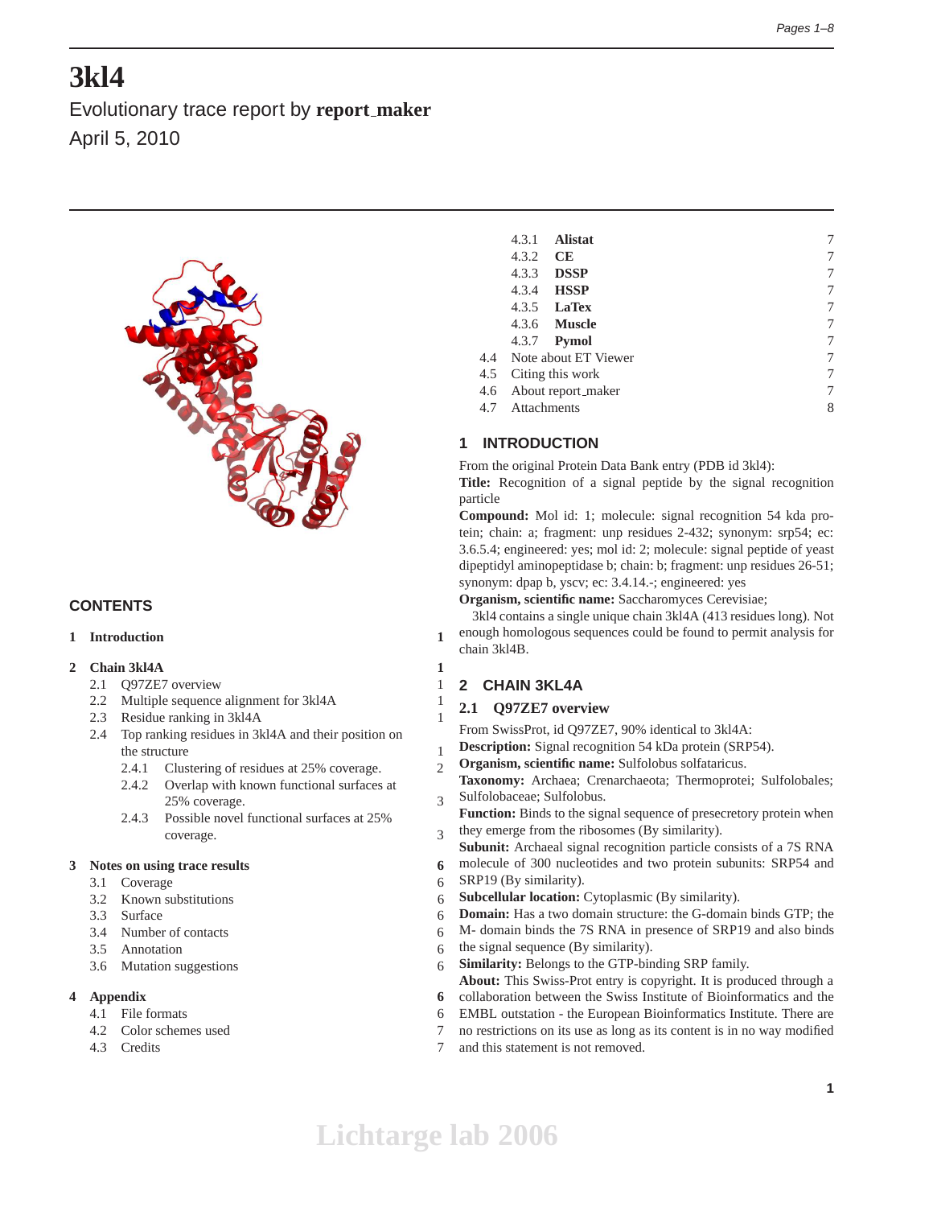# 3kl4

Evolutionary trace report by **report_maker**

April 5, 2010

## CONTENTS

| | | |
|---|---|---|
| 1 | Introduction | 1 |
| 2 | Chain 3kl4A | 1 |
| 2.1 | Q97ZE7 overview | 1 |
| 2.2 | Multiple sequence alignment for 3kl4A | 1 |
| 2.3 | Residue ranking in 3kl4A | 1 |
| 2.4 | Top ranking residues in 3kl4A and their position on the structure | 1 |
| 2.4.1 | Clustering of residues at 25% coverage. | 2 |
| 2.4.2 | Overlap with known functional surfaces at 25% coverage. | 3 |
| 2.4.3 | Possible novel functional surfaces at 25% coverage. | 3 |
| 3 | Notes on using trace results | 6 |
| 3.1 | Coverage | 6 |
| 3.2 | Known substitutions | 6 |
| 3.3 | Surface | 6 |
| 3.4 | Number of contacts | 6 |
| 3.5 | Annotation | 6 |
| 3.6 | Mutation suggestions | 6 |
| 4 | Appendix | 6 |
| 4.1 | File formats | 6 |
| 4.2 | Color schemes used | 7 |
| 4.3 | Credits | 7 |
| 4.3.1 | Alistat | 7 |
| 4.3.2 | CE | 7 |
| 4.3.3 | DSSP | 7 |
| 4.3.4 | HSSP | 7 |
| 4.3.5 | LaTex | 7 |
| 4.3.6 | Muscle | 7 |
| 4.3.7 | Pymol | 7 |
| 4.4 | Note about ET Viewer | 7 |
| 4.5 | Citing this work | 7 |
| 4.6 | About report_maker | 7 |
| 4.7 | Attachments | 8 |

## 1 INTRODUCTION

From the original Protein Data Bank entry (PDB id 3kl4):

**Title:** Recognition of a signal peptide by the signal recognition particle

**Compound:** Mol id: 1; molecule: signal recognition 54 kda protein; chain: a; fragment: unp residues 2-432; synonym: srp54; ec: 3.6.5.4; engineered: yes; mol id: 2; molecule: signal peptide of yeast dipeptidyl aminopeptidase b; chain: b; fragment: unp residues 26-51; synonym: dpap b, yscv; ec: 3.4.14.-; engineered: yes

**Organism, scientific name:** Saccharomyces Cerevisiae;

3kl4 contains a single unique chain 3kl4A (413 residues long). Not enough homologous sequences could be found to permit analysis for chain 3kl4B.

## 2 CHAIN 3KL4A

### 2.1 Q97ZE7 overview

From SwissProt, id Q97ZE7, 90% identical to 3kl4A:

**Description:** Signal recognition 54 kDa protein (SRP54).

**Organism, scientific name:** Sulfolobus solfataricus.

**Taxonomy:** Archaea; Crenarchaeota; Thermoprotei; Sulfolobales; Sulfolobaceae; Sulfolobus.

**Function:** Binds to the signal sequence of presecretory protein when they emerge from the ribosomes (By similarity).

**Subunit:** Archaeal signal recognition particle consists of a 7S RNA molecule of 300 nucleotides and two protein subunits: SRP54 and SRP19 (By similarity).

**Subcellular location:** Cytoplasmic (By similarity).

**Domain:** Has a two domain structure: the G-domain binds GTP; the M- domain binds the 7S RNA in presence of SRP19 and also binds the signal sequence (By similarity).

**Similarity:** Belongs to the GTP-binding SRP family.

**About:** This Swiss-Prot entry is copyright. It is produced through a collaboration between the Swiss Institute of Bioinformatics and the EMBL outstation - the European Bioinformatics Institute. There are no restrictions on its use as long as its content is in no way modified and this statement is not removed.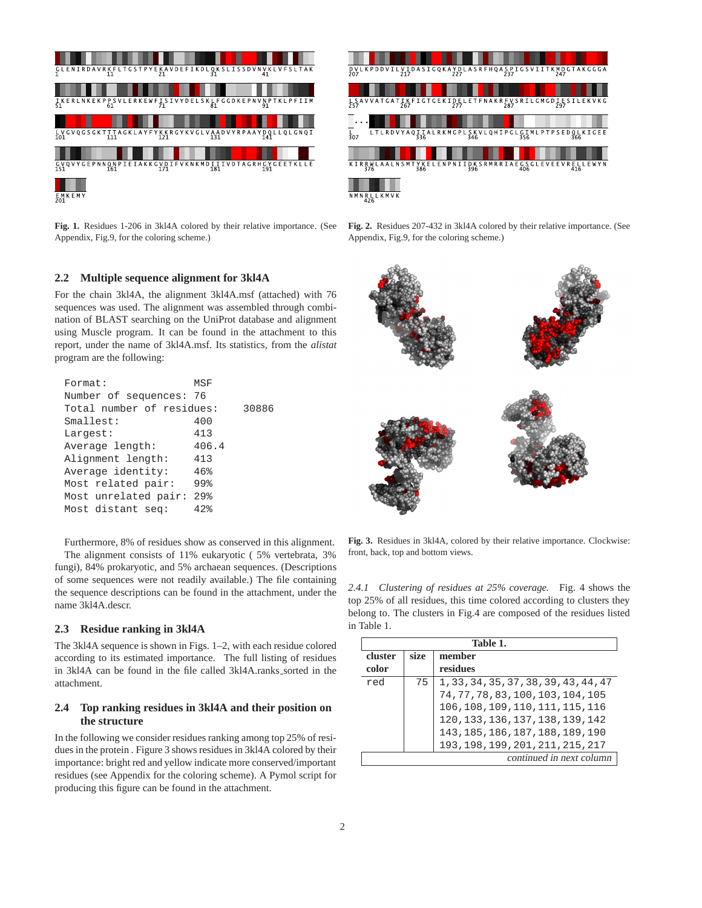Fig. 1. Residues 1-206 in 3kl4A colored by their relative importance. (See Appendix, Fig.9, for the coloring scheme.)

Fig. 2. Residues 207-432 in 3kl4A colored by their relative importance. (See Appendix, Fig.9, for the coloring scheme.)

### 2.2 Multiple sequence alignment for 3kl4A

For the chain 3kl4A, the alignment 3kl4A.msf (attached) with 76 sequences was used. The alignment was assembled through combination of BLAST searching on the UniProt database and alignment using Muscle program. It can be found in the attachment to this report, under the name of 3kl4A.msf. Its statistics, from the *alistat* program are the following:

```
Format:                MSF
Number of sequences: 76
Total number of residues:     30886
Smallest:              400
Largest:               413
Average length:        406.4
Alignment length:      413
Average identity:      46%
Most related pair:     99%
Most unrelated pair: 29%
Most distant seq:      42%
```

Furthermore, 8% of residues show as conserved in this alignment.

The alignment consists of 11% eukaryotic ( 5% vertebrata, 3% fungi), 84% prokaryotic, and 5% archaean sequences. (Descriptions of some sequences were not readily available.) The file containing the sequence descriptions can be found in the attachment, under the name 3kl4A.descr.

### 2.3 Residue ranking in 3kl4A

The 3kl4A sequence is shown in Figs. 1–2, with each residue colored according to its estimated importance. The full listing of residues in 3kl4A can be found in the file called 3kl4A.ranks_sorted in the attachment.

### 2.4 Top ranking residues in 3kl4A and their position on the structure

In the following we consider residues ranking among top 25% of residues in the protein . Figure 3 shows residues in 3kl4A colored by their importance: bright red and yellow indicate more conserved/important residues (see Appendix for the coloring scheme). A Pymol script for producing this figure can be found in the attachment.

Fig. 3. Residues in 3kl4A, colored by their relative importance. Clockwise: front, back, top and bottom views.

*2.4.1 Clustering of residues at 25% coverage.* Fig. 4 shows the top 25% of all residues, this time colored according to clusters they belong to. The clusters in Fig.4 are composed of the residues listed in Table 1.

| cluster color | size | member residues |
|---|---|---|
| red | 75 | 1,33,34,35,37,38,39,43,44,47 74,77,78,83,100,103,104,105 106,108,109,110,111,115,116 120,133,136,137,138,139,142 143,185,186,187,188,189,190 193,198,199,201,211,215,217 |

*continued in next column*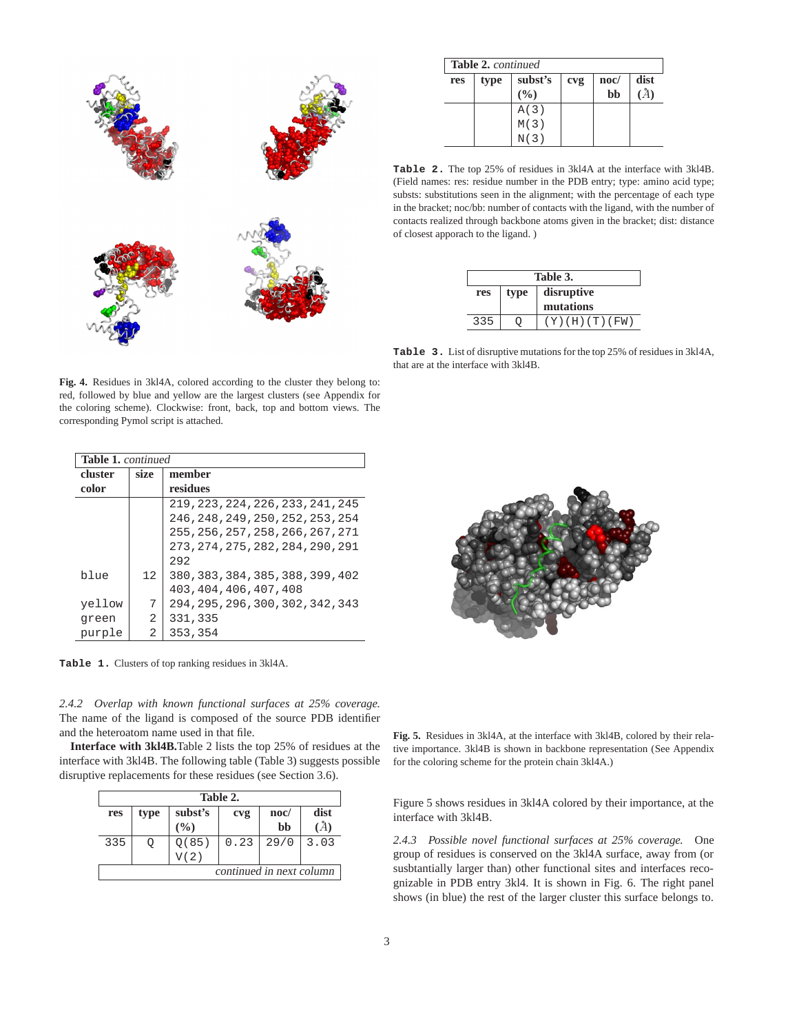Fig. 4. Residues in 3kl4A, colored according to the cluster they belong to: red, followed by blue and yellow are the largest clusters (see Appendix for the coloring scheme). Clockwise: front, back, top and bottom views. The corresponding Pymol script is attached.

**Table 1.** *continued*

| cluster color | size | member residues |
|---|---|---|
| | | 219,223,224,226,233,241,245 246,248,249,250,252,253,254 255,256,257,258,266,267,271 273,274,275,282,284,290,291 292 |
| blue | 12 | 380,383,384,385,388,399,402 403,404,406,407,408 |
| yellow | 7 | 294,295,296,300,302,342,343 |
| green | 2 | 331,335 |
| purple | 2 | 353,354 |

**Table 1.** Clusters of top ranking residues in 3kl4A.

*2.4.2 Overlap with known functional surfaces at 25% coverage.* The name of the ligand is composed of the source PDB identifier and the heteroatom name used in that file.

**Interface with 3kl4B.** Table 2 lists the top 25% of residues at the interface with 3kl4B. The following table (Table 3) suggests possible disruptive replacements for these residues (see Section 3.6).

**Table 2.**

| res | type | subst's (%) | cvg | noc/ bb | dist (Å) |
|---|---|---|---|---|---|
| 335 | Q | Q(85) V(2) A(3) M(3) N(3) | 0.23 | 29/0 | 3.03 |

**Table 2.** The top 25% of residues in 3kl4A at the interface with 3kl4B. (Field names: res: residue number in the PDB entry; type: amino acid type; substs: substitutions seen in the alignment; with the percentage of each type in the bracket; noc/bb: number of contacts with the ligand, with the number of contacts realized through backbone atoms given in the bracket; dist: distance of closest apparoach to the ligand. )

**Table 3.**

| res | type | disruptive mutations |
|---|---|---|
| 335 | Q | (Y)(H)(T)(FW) |

**Table 3.** List of disruptive mutations for the top 25% of residues in 3kl4A, that are at the interface with 3kl4B.

Fig. 5. Residues in 3kl4A, at the interface with 3kl4B, colored by their relative importance. 3kl4B is shown in backbone representation (See Appendix for the coloring scheme for the protein chain 3kl4A.)

Figure 5 shows residues in 3kl4A colored by their importance, at the interface with 3kl4B.

*2.4.3 Possible novel functional surfaces at 25% coverage.* One group of residues is conserved on the 3kl4A surface, away from (or susbtantially larger than) other functional sites and interfaces recognizable in PDB entry 3kl4. It is shown in Fig. 6. The right panel shows (in blue) the rest of the larger cluster this surface belongs to.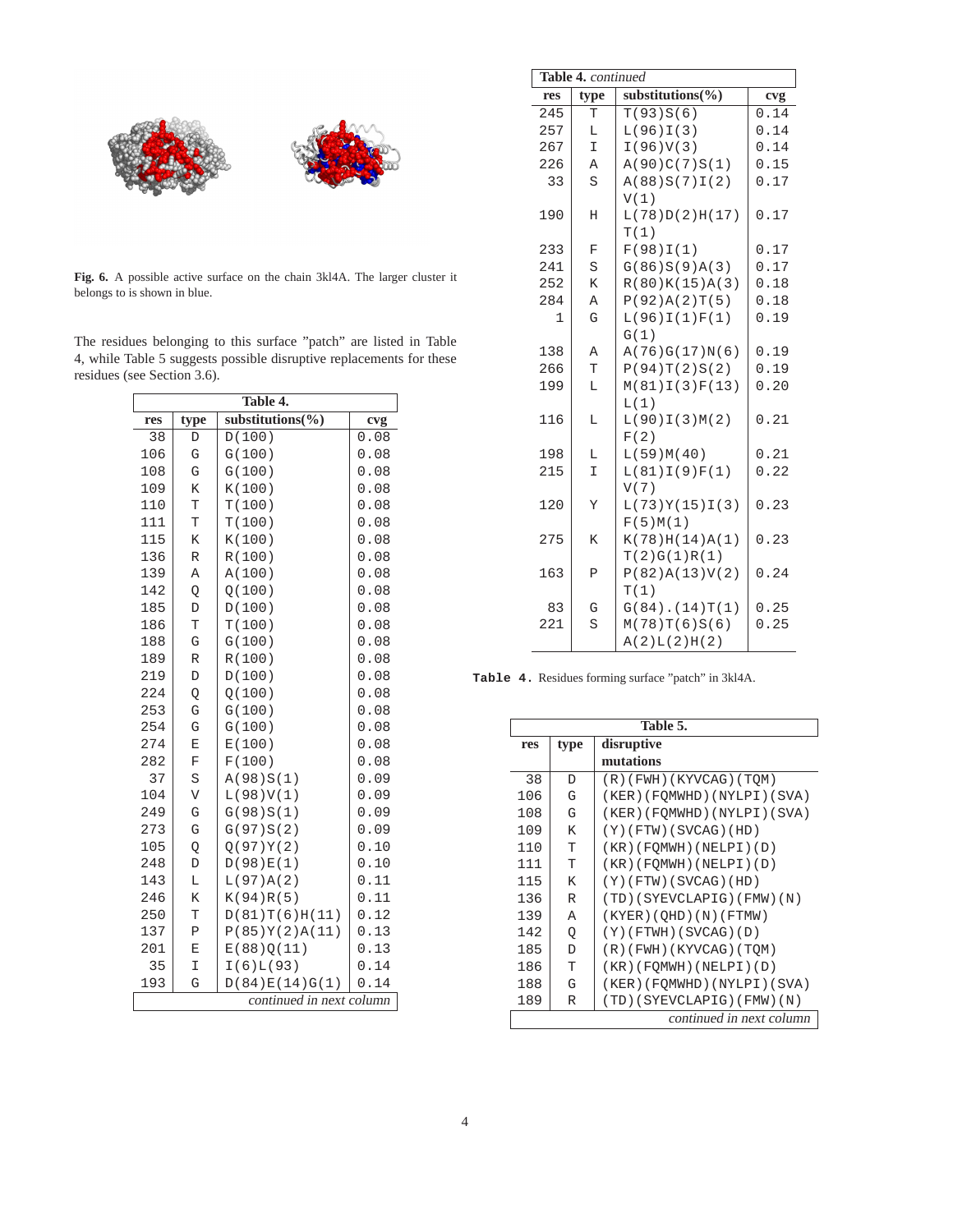Fig. 6. A possible active surface on the chain 3kl4A. The larger cluster it belongs to is shown in blue.

The residues belonging to this surface "patch" are listed in Table 4, while Table 5 suggests possible disruptive replacements for these residues (see Section 3.6).

**Table 4.**

| res | type | substitutions(%) | cvg |
|---|---|---|---|
| 38 | D | D(100) | 0.08 |
| 106 | G | G(100) | 0.08 |
| 108 | G | G(100) | 0.08 |
| 109 | K | K(100) | 0.08 |
| 110 | T | T(100) | 0.08 |
| 111 | T | T(100) | 0.08 |
| 115 | K | K(100) | 0.08 |
| 136 | R | R(100) | 0.08 |
| 139 | A | A(100) | 0.08 |
| 142 | Q | Q(100) | 0.08 |
| 185 | D | D(100) | 0.08 |
| 186 | T | T(100) | 0.08 |
| 188 | G | G(100) | 0.08 |
| 189 | R | R(100) | 0.08 |
| 219 | D | D(100) | 0.08 |
| 224 | Q | Q(100) | 0.08 |
| 253 | G | G(100) | 0.08 |
| 254 | G | G(100) | 0.08 |
| 274 | E | E(100) | 0.08 |
| 282 | F | F(100) | 0.08 |
| 37 | S | A(98)S(1) | 0.09 |
| 104 | V | L(98)V(1) | 0.09 |
| 249 | G | G(98)S(1) | 0.09 |
| 273 | G | G(97)S(2) | 0.09 |
| 105 | Q | Q(97)Y(2) | 0.10 |
| 248 | D | D(98)E(1) | 0.10 |
| 143 | L | L(97)A(2) | 0.11 |
| 246 | K | K(94)R(5) | 0.11 |
| 250 | T | D(81)T(6)H(11) | 0.12 |
| 137 | P | P(85)Y(2)A(11) | 0.13 |
| 201 | E | E(88)Q(11) | 0.13 |
| 35 | I | I(6)L(93) | 0.14 |
| 193 | G | D(84)E(14)G(1) | 0.14 |
| 245 | T | T(93)S(6) | 0.14 |
| 257 | L | L(96)I(3) | 0.14 |
| 267 | I | I(96)V(3) | 0.14 |
| 226 | A | A(90)C(7)S(1) | 0.15 |
| 33 | S | A(88)S(7)I(2)V(1) | 0.17 |
| 190 | H | L(78)D(2)H(17)T(1) | 0.17 |
| 233 | F | F(98)I(1) | 0.17 |
| 241 | S | G(86)S(9)A(3) | 0.17 |
| 252 | K | R(80)K(15)A(3) | 0.18 |
| 284 | A | P(92)A(2)T(5) | 0.18 |
| 1 | G | L(96)I(1)F(1)G(1) | 0.19 |
| 138 | A | A(76)G(17)N(6) | 0.19 |
| 266 | T | P(94)T(2)S(2) | 0.19 |
| 199 | L | M(81)I(3)F(13)L(1) | 0.20 |
| 116 | L | L(90)I(3)M(2)F(2) | 0.21 |
| 198 | L | L(59)M(40) | 0.21 |
| 215 | I | L(81)I(9)F(1)V(7) | 0.22 |
| 120 | Y | L(73)Y(15)I(3)F(5)M(1) | 0.23 |
| 275 | K | K(78)H(14)A(1)T(2)G(1)R(1) | 0.23 |
| 163 | P | P(82)A(13)V(2)T(1) | 0.24 |
| 83 | G | G(84).(14)T(1) | 0.25 |
| 221 | S | M(78)T(6)S(6)A(2)L(2)H(2) | 0.25 |

**Table 4.** Residues forming surface "patch" in 3kl4A.

**Table 5.**

| res | type | disruptive mutations |
|---|---|---|
| 38 | D | (R)(FWH)(KYVCAG)(TQM) |
| 106 | G | (KER)(FQMWHD)(NYLPI)(SVA) |
| 108 | G | (KER)(FQMWHD)(NYLPI)(SVA) |
| 109 | K | (Y)(FTW)(SVCAG)(HD) |
| 110 | T | (KR)(FQMWH)(NELPI)(D) |
| 111 | T | (KR)(FQMWH)(NELPI)(D) |
| 115 | K | (Y)(FTW)(SVCAG)(HD) |
| 136 | R | (TD)(SYEVCLAPIG)(FMW)(N) |
| 139 | A | (KYER)(QHD)(N)(FTMW) |
| 142 | Q | (Y)(FTWH)(SVCAG)(D) |
| 185 | D | (R)(FWH)(KYVCAG)(TQM) |
| 186 | T | (KR)(FQMWH)(NELPI)(D) |
| 188 | G | (KER)(FQMWHD)(NYLPI)(SVA) |
| 189 | R | (TD)(SYEVCLAPIG)(FMW)(N) |

*continued in next column*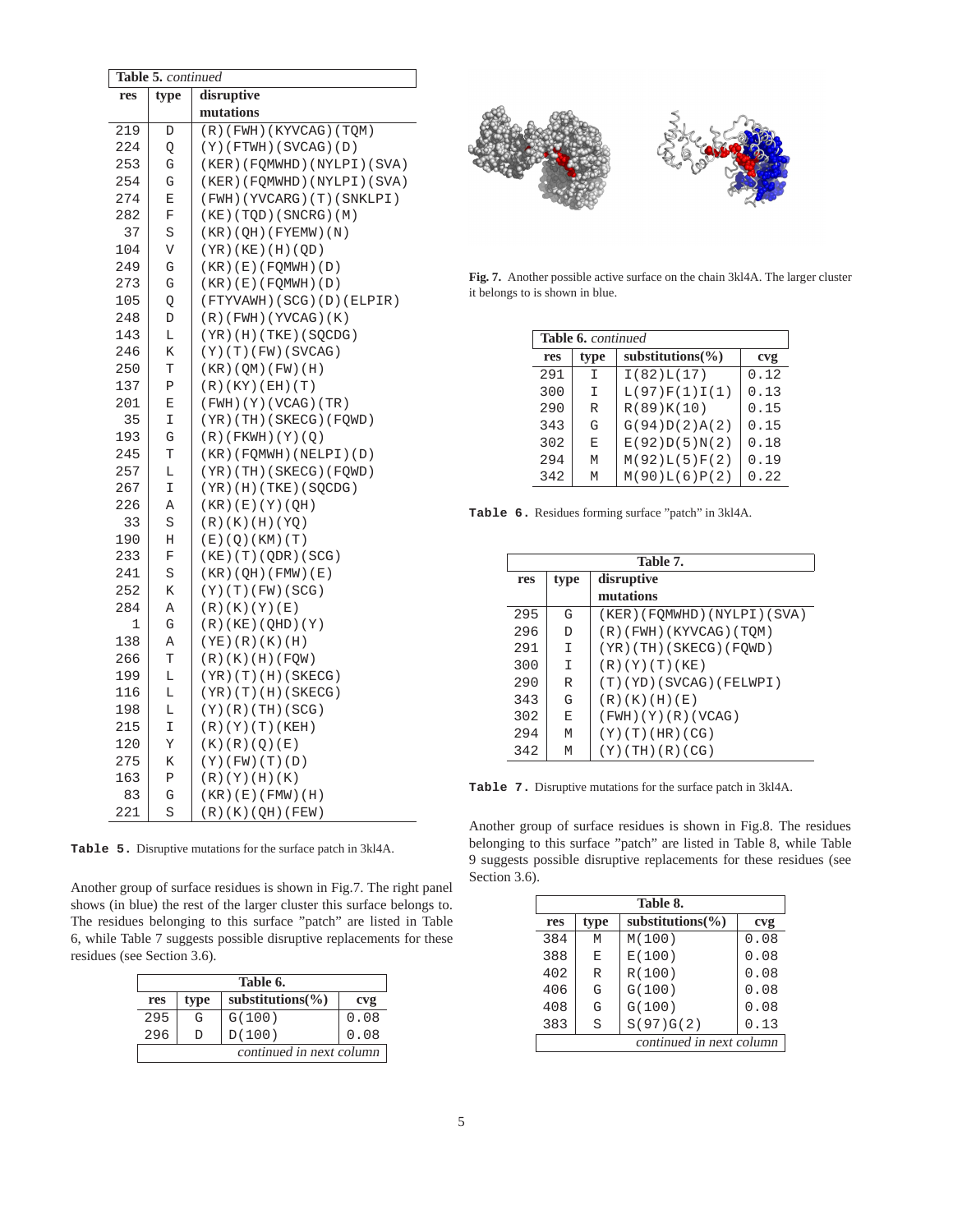**Table 5.** *continued*

| res | type | disruptive mutations |
|---|---|---|
| 219 | D | (R)(FWH)(KYVCAG)(TQM) |
| 224 | Q | (Y)(FTWH)(SVCAG)(D) |
| 253 | G | (KER)(FQMWHD)(NYLPI)(SVA) |
| 254 | G | (KER)(FQMWHD)(NYLPI)(SVA) |
| 274 | E | (FWH)(YVCARG)(T)(SNKLPI) |
| 282 | F | (KE)(TQD)(SNCRG)(M) |
| 37 | S | (KR)(QH)(FYEMW)(N) |
| 104 | V | (YR)(KE)(H)(QD) |
| 249 | G | (KR)(E)(FQMWH)(D) |
| 273 | G | (KR)(E)(FQMWH)(D) |
| 105 | Q | (FTYVAWH)(SCG)(D)(ELPIR) |
| 248 | D | (R)(FWH)(YVCAG)(K) |
| 143 | L | (YR)(H)(TKE)(SQCDG) |
| 246 | K | (Y)(T)(FW)(SVCAG) |
| 250 | T | (KR)(QM)(FW)(H) |
| 137 | P | (R)(KY)(EH)(T) |
| 201 | E | (FWH)(Y)(VCAG)(TR) |
| 35 | I | (YR)(TH)(SKECG)(FQWD) |
| 193 | G | (R)(FKWH)(Y)(Q) |
| 245 | T | (KR)(FQMWH)(NELPI)(D) |
| 257 | L | (YR)(TH)(SKECG)(FQWD) |
| 267 | I | (YR)(H)(TKE)(SQCDG) |
| 226 | A | (KR)(E)(Y)(QH) |
| 33 | S | (R)(K)(H)(YQ) |
| 190 | H | (E)(Q)(KM)(T) |
| 233 | F | (KE)(T)(QDR)(SCG) |
| 241 | S | (KR)(QH)(FMW)(E) |
| 252 | K | (Y)(T)(FW)(SCG) |
| 284 | A | (R)(K)(Y)(E) |
| 1 | G | (R)(KE)(QHD)(Y) |
| 138 | A | (YE)(R)(K)(H) |
| 266 | T | (R)(K)(H)(FQW) |
| 199 | L | (YR)(T)(H)(SKECG) |
| 116 | L | (YR)(T)(H)(SKECG) |
| 198 | L | (Y)(R)(TH)(SCG) |
| 215 | I | (R)(Y)(T)(KEH) |
| 120 | Y | (K)(R)(Q)(E) |
| 275 | K | (Y)(FW)(T)(D) |
| 163 | P | (R)(Y)(H)(K) |
| 83 | G | (KR)(E)(FMW)(H) |
| 221 | S | (R)(K)(QH)(FEW) |

**Table 5.** Disruptive mutations for the surface patch in 3kl4A.

Another group of surface residues is shown in Fig.7. The right panel shows (in blue) the rest of the larger cluster this surface belongs to. The residues belonging to this surface "patch" are listed in Table 6, while Table 7 suggests possible disruptive replacements for these residues (see Section 3.6).

**Table 6.**

| res | type | substitutions(%) | cvg |
|---|---|---|---|
| 295 | G | G(100) | 0.08 |
| 296 | D | D(100) | 0.08 |
| 291 | I | I(82)L(17) | 0.12 |
| 300 | I | L(97)F(1)I(1) | 0.13 |
| 290 | R | R(89)K(10) | 0.15 |
| 343 | G | G(94)D(2)A(2) | 0.15 |
| 302 | E | E(92)D(5)N(2) | 0.18 |
| 294 | M | M(92)L(5)F(2) | 0.19 |
| 342 | M | M(90)L(6)P(2) | 0.22 |

**Fig. 7.** Another possible active surface on the chain 3kl4A. The larger cluster it belongs to is shown in blue.

**Table 6.** Residues forming surface "patch" in 3kl4A.

**Table 7.**

| res | type | disruptive mutations |
|---|---|---|
| 295 | G | (KER)(FQMWHD)(NYLPI)(SVA) |
| 296 | D | (R)(FWH)(KYVCAG)(TQM) |
| 291 | I | (YR)(TH)(SKECG)(FQWD) |
| 300 | I | (R)(Y)(T)(KE) |
| 290 | R | (T)(YD)(SVCAG)(FELWPI) |
| 343 | G | (R)(K)(H)(E) |
| 302 | E | (FWH)(Y)(R)(VCAG) |
| 294 | M | (Y)(T)(HR)(CG) |
| 342 | M | (Y)(TH)(R)(CG) |

**Table 7.** Disruptive mutations for the surface patch in 3kl4A.

Another group of surface residues is shown in Fig.8. The residues belonging to this surface "patch" are listed in Table 8, while Table 9 suggests possible disruptive replacements for these residues (see Section 3.6).

**Table 8.**

| res | type | substitutions(%) | cvg |
|---|---|---|---|
| 384 | M | M(100) | 0.08 |
| 388 | E | E(100) | 0.08 |
| 402 | R | R(100) | 0.08 |
| 406 | G | G(100) | 0.08 |
| 408 | G | G(100) | 0.08 |
| 383 | S | S(97)G(2) | 0.13 |

*continued in next column*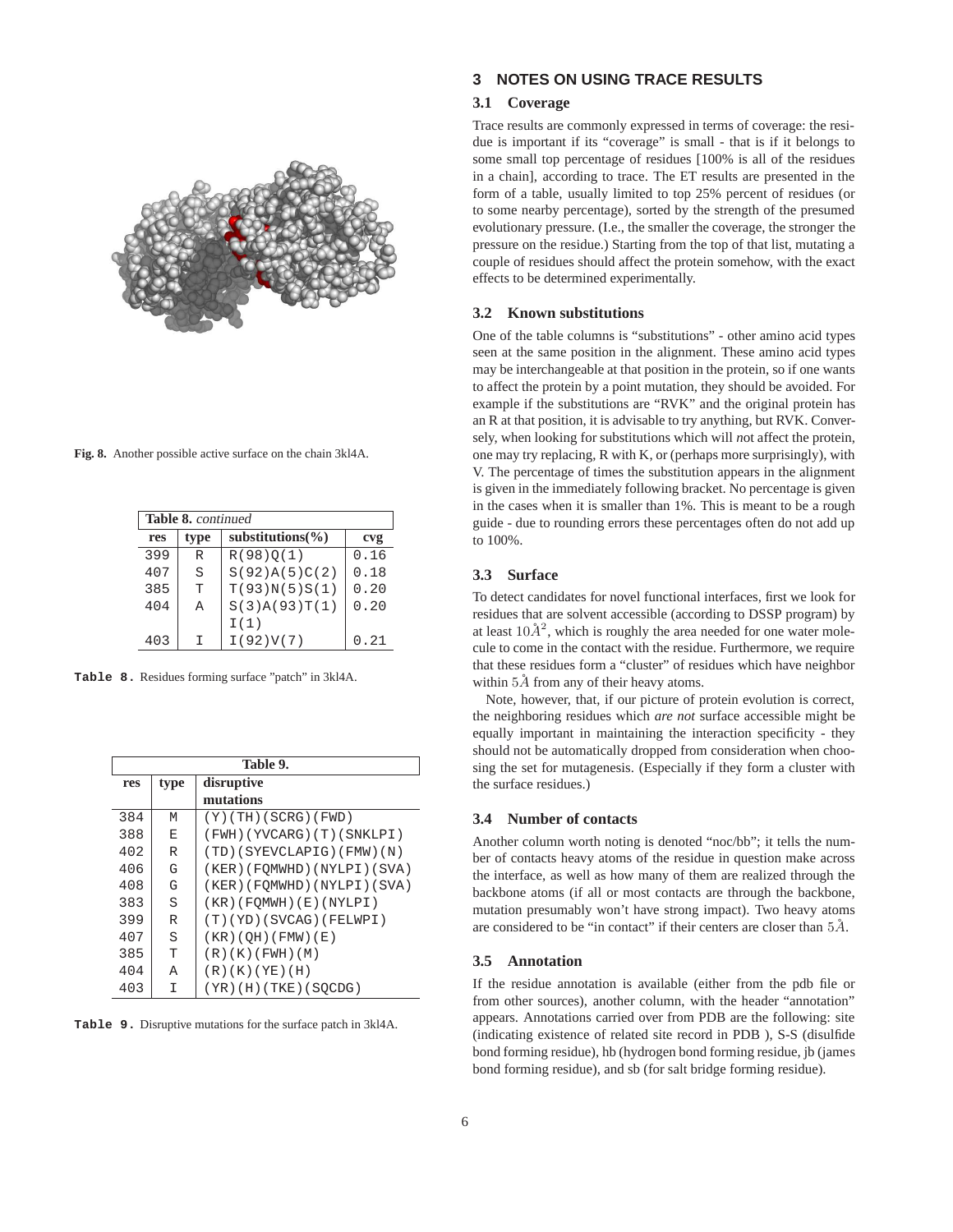Fig. 8. Another possible active surface on the chain 3kl4A.

| res | type | substitutions(%) | cvg |
|---|---|---|---|
| 399 | R | R(98)Q(1) | 0.16 |
| 407 | S | S(92)A(5)C(2) | 0.18 |
| 385 | T | T(93)N(5)S(1) | 0.20 |
| 404 | A | S(3)A(93)T(1) I(1) | 0.20 |
| 403 | I | I(92)V(7) | 0.21 |

**Table 8.** *continued*

**Table 8.** Residues forming surface "patch" in 3kl4A.

**Table 9.**

| res | type | disruptive mutations |
|---|---|---|
| 384 | M | (Y)(TH)(SCRG)(FWD) |
| 388 | E | (FWH)(YVCARG)(T)(SNKLPI) |
| 402 | R | (TD)(SYEVCLAPIG)(FMW)(N) |
| 406 | G | (KER)(FQMWHD)(NYLPI)(SVA) |
| 408 | G | (KER)(FQMWHD)(NYLPI)(SVA) |
| 383 | S | (KR)(FQMWH)(E)(NYLPI) |
| 399 | R | (T)(YD)(SVCAG)(FELWPI) |
| 407 | S | (KR)(QH)(FMW)(E) |
| 385 | T | (R)(K)(FWH)(M) |
| 404 | A | (R)(K)(YE)(H) |
| 403 | I | (YR)(H)(TKE)(SQCDG) |

**Table 9.** Disruptive mutations for the surface patch in 3kl4A.

## 3 NOTES ON USING TRACE RESULTS

### 3.1 Coverage

Trace results are commonly expressed in terms of coverage: the residue is important if its "coverage" is small - that is if it belongs to some small top percentage of residues [100% is all of the residues in a chain], according to trace. The ET results are presented in the form of a table, usually limited to top 25% percent of residues (or to some nearby percentage), sorted by the strength of the presumed evolutionary pressure. (I.e., the smaller the coverage, the stronger the pressure on the residue.) Starting from the top of that list, mutating a couple of residues should affect the protein somehow, with the exact effects to be determined experimentally.

### 3.2 Known substitutions

One of the table columns is "substitutions" - other amino acid types seen at the same position in the alignment. These amino acid types may be interchangeable at that position in the protein, so if one wants to affect the protein by a point mutation, they should be avoided. For example if the substitutions are "RVK" and the original protein has an R at that position, it is advisable to try anything, but RVK. Conversely, when looking for substitutions which will *no*t affect the protein, one may try replacing, R with K, or (perhaps more surprisingly), with V. The percentage of times the substitution appears in the alignment is given in the immediately following bracket. No percentage is given in the cases when it is smaller than 1%. This is meant to be a rough guide - due to rounding errors these percentages often do not add up to 100%.

### 3.3 Surface

To detect candidates for novel functional interfaces, first we look for residues that are solvent accessible (according to DSSP program) by at least $10\mathring{A}^2$, which is roughly the area needed for one water molecule to come in the contact with the residue. Furthermore, we require that these residues form a "cluster" of residues which have neighbor within $5\mathring{A}$ from any of their heavy atoms.

Note, however, that, if our picture of protein evolution is correct, the neighboring residues which *are not* surface accessible might be equally important in maintaining the interaction specificity - they should not be automatically dropped from consideration when choosing the set for mutagenesis. (Especially if they form a cluster with the surface residues.)

### 3.4 Number of contacts

Another column worth noting is denoted "noc/bb"; it tells the number of contacts heavy atoms of the residue in question make across the interface, as well as how many of them are realized through the backbone atoms (if all or most contacts are through the backbone, mutation presumably won't have strong impact). Two heavy atoms are considered to be "in contact" if their centers are closer than $5\mathring{A}$.

### 3.5 Annotation

If the residue annotation is available (either from the pdb file or from other sources), another column, with the header "annotation" appears. Annotations carried over from PDB are the following: site (indicating existence of related site record in PDB ), S-S (disulfide bond forming residue), hb (hydrogen bond forming residue, jb (james bond forming residue), and sb (for salt bridge forming residue).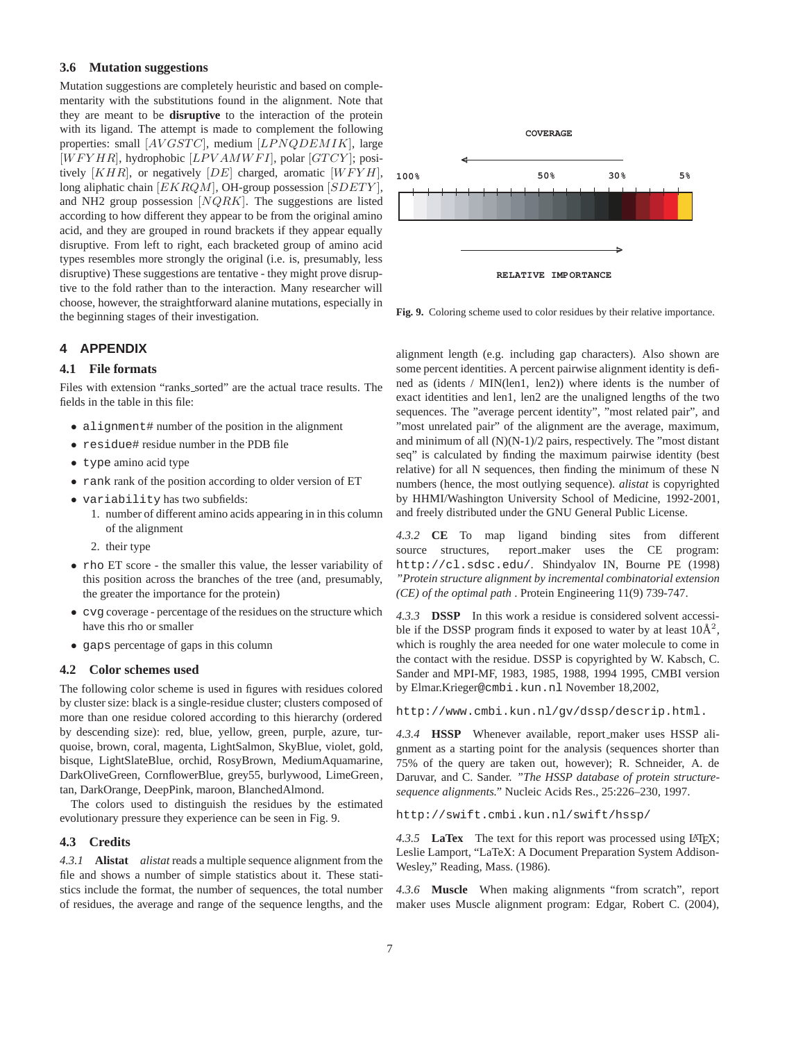### 3.6 Mutation suggestions

Mutation suggestions are completely heuristic and based on complementarity with the substitutions found in the alignment. Note that they are meant to be **disruptive** to the interaction of the protein with its ligand. The attempt is made to complement the following properties: small $[AVGSTC]$, medium $[LPNQDEMIK]$, large $[WFYHR]$, hydrophobic $[LPVAMWFI]$, polar $[GTCY]$; positively $[KHR]$, or negatively $[DE]$ charged, aromatic $[WFYH]$, long aliphatic chain $[EKRQM]$, OH-group possession $[SDETY]$, and NH2 group possession $[NQRK]$. The suggestions are listed according to how different they appear to be from the original amino acid, and they are grouped in round brackets if they appear equally disruptive. From left to right, each bracketed group of amino acid types resembles more strongly the original (i.e. is, presumably, less disruptive) These suggestions are tentative - they might prove disruptive to the fold rather than to the interaction. Many researcher will choose, however, the straightforward alanine mutations, especially in the beginning stages of their investigation.

COVERAGE

100% 50% 30% 5%

RELATIVE IMPORTANCE

**Fig. 9.** Coloring scheme used to color residues by their relative importance.

## 4 APPENDIX

### 4.1 File formats

Files with extension "ranks_sorted" are the actual trace results. The fields in the table in this file:

- `alignment#` number of the position in the alignment
- `residue#` residue number in the PDB file
- `type` amino acid type
- `rank` rank of the position according to older version of ET
- `variability` has two subfields:
  1. number of different amino acids appearing in in this column of the alignment
  2. their type
- `rho` ET score - the smaller this value, the lesser variability of this position across the branches of the tree (and, presumably, the greater the importance for the protein)
- `cvg` coverage - percentage of the residues on the structure which have this rho or smaller
- `gaps` percentage of gaps in this column

### 4.2 Color schemes used

The following color scheme is used in figures with residues colored by cluster size: black is a single-residue cluster; clusters composed of more than one residue colored according to this hierarchy (ordered by descending size): red, blue, yellow, green, purple, azure, turquoise, brown, coral, magenta, LightSalmon, SkyBlue, violet, gold, bisque, LightSlateBlue, orchid, RosyBrown, MediumAquamarine, DarkOliveGreen, CornflowerBlue, grey55, burlywood, LimeGreen, tan, DarkOrange, DeepPink, maroon, BlanchedAlmond.

The colors used to distinguish the residues by the estimated evolutionary pressure they experience can be seen in Fig. 9.

### 4.3 Credits

*4.3.1* **Alistat** *alistat* reads a multiple sequence alignment from the file and shows a number of simple statistics about it. These statistics include the format, the number of sequences, the total number of residues, the average and range of the sequence lengths, and the alignment length (e.g. including gap characters). Also shown are some percent identities. A percent pairwise alignment identity is defined as (idents / MIN(len1, len2)) where idents is the number of exact identities and len1, len2 are the unaligned lengths of the two sequences. The "average percent identity", "most related pair", and "most unrelated pair" of the alignment are the average, maximum, and minimum of all (N)(N-1)/2 pairs, respectively. The "most distant seq" is calculated by finding the maximum pairwise identity (best relative) for all N sequences, then finding the minimum of these N numbers (hence, the most outlying sequence). *alistat* is copyrighted by HHMI/Washington University School of Medicine, 1992-2001, and freely distributed under the GNU General Public License.

*4.3.2* **CE** To map ligand binding sites from different source structures, report_maker uses the CE program: `http://cl.sdsc.edu/`. Shindyalov IN, Bourne PE (1998) *"Protein structure alignment by incremental combinatorial extension (CE) of the optimal path* . Protein Engineering 11(9) 739-747.

*4.3.3* **DSSP** In this work a residue is considered solvent accessible if the DSSP program finds it exposed to water by at least $10\text{Å}^2$, which is roughly the area needed for one water molecule to come in the contact with the residue. DSSP is copyrighted by W. Kabsch, C. Sander and MPI-MF, 1983, 1985, 1988, 1994 1995, CMBI version by Elmar.Krieger@`cmbi.kun.nl` November 18,2002,

`http://www.cmbi.kun.nl/gv/dssp/descrip.html.`

*4.3.4* **HSSP** Whenever available, report_maker uses HSSP alignment as a starting point for the analysis (sequences shorter than 75% of the query are taken out, however); R. Schneider, A. de Daruvar, and C. Sander. *"The HSSP database of protein structure-sequence alignments."* Nucleic Acids Res., 25:226–230, 1997.

`http://swift.cmbi.kun.nl/swift/hssp/`

*4.3.5* **LaTex** The text for this report was processed using LaTeX; Leslie Lamport, "LaTeX: A Document Preparation System Addison-Wesley," Reading, Mass. (1986).

*4.3.6* **Muscle** When making alignments "from scratch", report maker uses Muscle alignment program: Edgar, Robert C. (2004),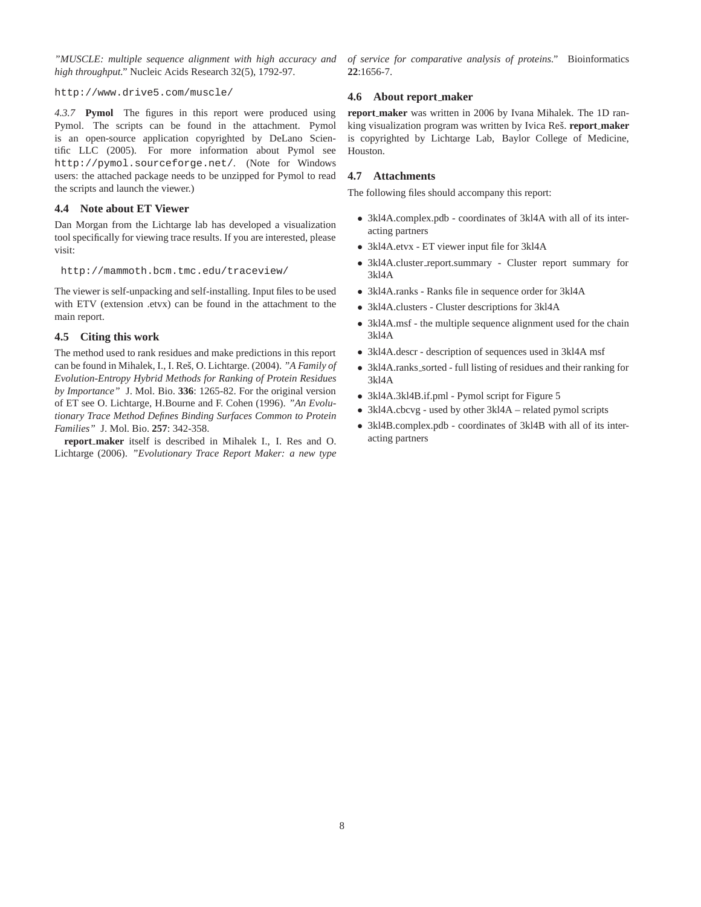*"MUSCLE: multiple sequence alignment with high accuracy and high throughput."* Nucleic Acids Research 32(5), 1792-97.

```
http://www.drive5.com/muscle/
```

*4.3.7* **Pymol** The figures in this report were produced using Pymol. The scripts can be found in the attachment. Pymol is an open-source application copyrighted by DeLano Scientific LLC (2005). For more information about Pymol see `http://pymol.sourceforge.net/`. (Note for Windows users: the attached package needs to be unzipped for Pymol to read the scripts and launch the viewer.)

### 4.4 Note about ET Viewer

Dan Morgan from the Lichtarge lab has developed a visualization tool specifically for viewing trace results. If you are interested, please visit:

```
http://mammoth.bcm.tmc.edu/traceview/
```

The viewer is self-unpacking and self-installing. Input files to be used with ETV (extension .etvx) can be found in the attachment to the main report.

### 4.5 Citing this work

The method used to rank residues and make predictions in this report can be found in Mihalek, I., I. Reš, O. Lichtarge. (2004). *"A Family of Evolution-Entropy Hybrid Methods for Ranking of Protein Residues by Importance"* J. Mol. Bio. **336**: 1265-82. For the original version of ET see O. Lichtarge, H.Bourne and F. Cohen (1996). *"An Evolutionary Trace Method Defines Binding Surfaces Common to Protein Families"* J. Mol. Bio. **257**: 342-358.

**report_maker** itself is described in Mihalek I., I. Res and O. Lichtarge (2006). *"Evolutionary Trace Report Maker: a new type of service for comparative analysis of proteins."* Bioinformatics **22**:1656-7.

### 4.6 About report_maker

**report_maker** was written in 2006 by Ivana Mihalek. The 1D ranking visualization program was written by Ivica Reš. **report_maker** is copyrighted by Lichtarge Lab, Baylor College of Medicine, Houston.

### 4.7 Attachments

The following files should accompany this report:

- 3kl4A.complex.pdb - coordinates of 3kl4A with all of its interacting partners
- 3kl4A.etvx - ET viewer input file for 3kl4A
- 3kl4A.cluster_report.summary - Cluster report summary for 3kl4A
- 3kl4A.ranks - Ranks file in sequence order for 3kl4A
- 3kl4A.clusters - Cluster descriptions for 3kl4A
- 3kl4A.msf - the multiple sequence alignment used for the chain 3kl4A
- 3kl4A.descr - description of sequences used in 3kl4A msf
- 3kl4A.ranks_sorted - full listing of residues and their ranking for 3kl4A
- 3kl4A.3kl4B.if.pml - Pymol script for Figure 5
- 3kl4A.cbcvg - used by other 3kl4A – related pymol scripts
- 3kl4B.complex.pdb - coordinates of 3kl4B with all of its interacting partners